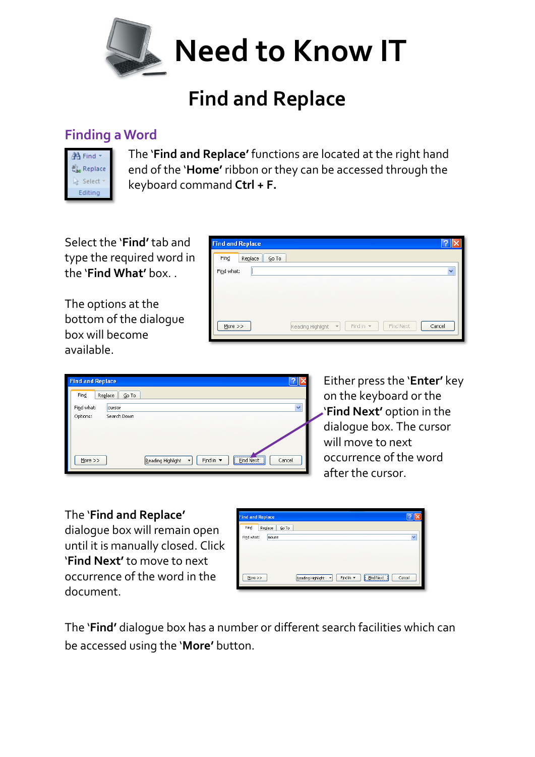# Need to Know IT

## Find and Replace

### Finding a Word

The '**Find and Replace'** functions are located at the right hand end of the '**Home'** ribbon or they can be accessed through the keyboard command **Ctrl + F.**

Select the '**Find'** tab and type the required word in the '**Find What'** box. .

The options at the bottom of the dialogue box will become available.

Either press the '**Enter'** key on the keyboard or the '**Find Next'** option in the dialogue box. The cursor will move to next occurrence of the word after the cursor.

The '**Find and Replace'** dialogue box will remain open until it is manually closed. Click '**Find Next'** to move to next occurrence of the word in the document.

The '**Find'** dialogue box has a number or different search facilities which can be accessed using the '**More'** button.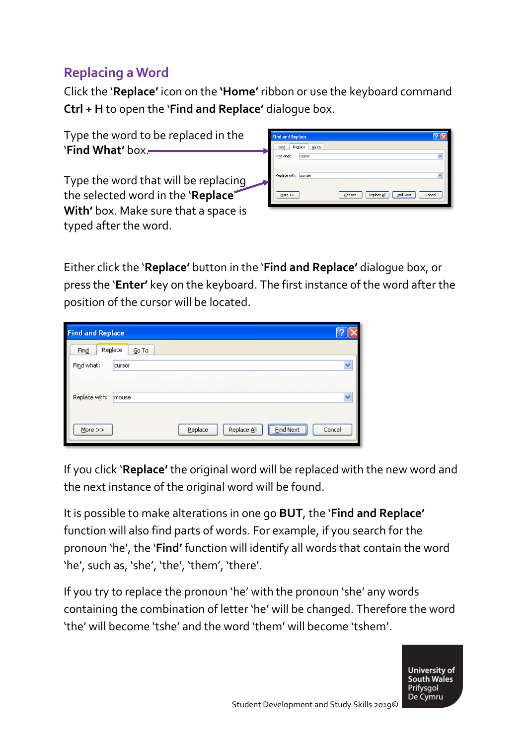## Replacing a Word

Click the '**Replace'** icon on the '**Home'** ribbon or use the keyboard command **Ctrl + H** to open the '**Find and Replace'** dialogue box.

Type the word to be replaced in the '**Find What'** box.

Type the word that will be replacing the selected word in the '**Replace With'** box. Make sure that a space is typed after the word.

Either click the '**Replace'** button in the '**Find and Replace'** dialogue box, or press the '**Enter'** key on the keyboard. The first instance of the word after the position of the cursor will be located.

If you click '**Replace'** the original word will be replaced with the new word and the next instance of the original word will be found.

It is possible to make alterations in one go **BUT**, the '**Find and Replace'** function will also find parts of words. For example, if you search for the pronoun 'he', the '**Find'** function will identify all words that contain the word 'he', such as, 'she', 'the', 'them', 'there'.

If you try to replace the pronoun 'he' with the pronoun 'she' any words containing the combination of letter 'he' will be changed. Therefore the word 'the' will become 'tshe' and the word 'them' will become 'tshem'.